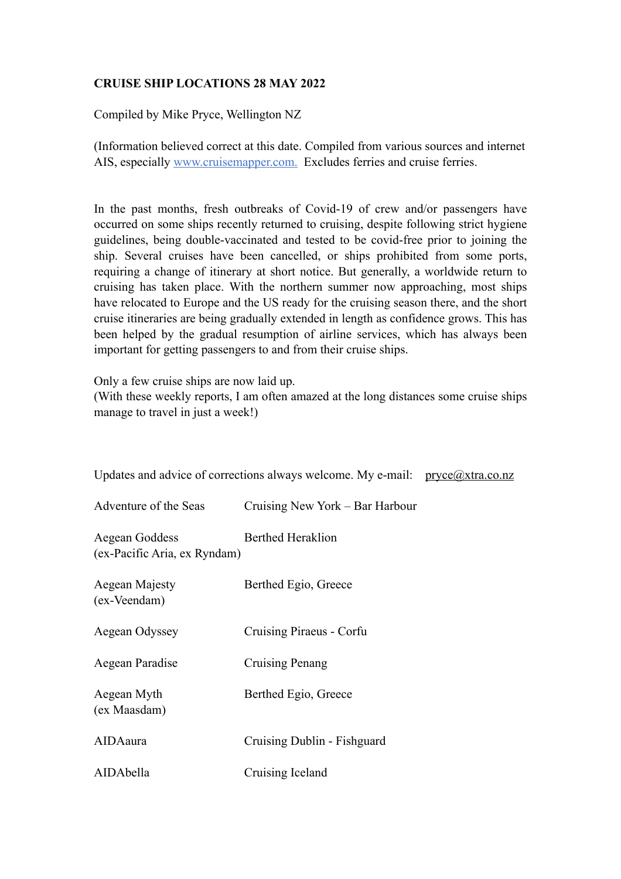**CRUISE SHIP LOCATIONS 28 MAY 2022**

Compiled by Mike Pryce, Wellington NZ

(Information believed correct at this date. Compiled from various sources and internet AIS, especially [www.cruisemapper.com.](http://www.cruisemapper.com) Excludes ferries and cruise ferries.

In the past months, fresh outbreaks of Covid-19 of crew and/or passengers have occurred on some ships recently returned to cruising, despite following strict hygiene guidelines, being double-vaccinated and tested to be covid-free prior to joining the ship. Several cruises have been cancelled, or ships prohibited from some ports, requiring a change of itinerary at short notice. But generally, a worldwide return to cruising has taken place. With the northern summer now approaching, most ships have relocated to Europe and the US ready for the cruising season there, and the short cruise itineraries are being gradually extended in length as confidence grows. This has been helped by the gradual resumption of airline services, which has always been important for getting passengers to and from their cruise ships.

Only a few cruise ships are now laid up.
(With these weekly reports, I am often amazed at the long distances some cruise ships manage to travel in just a week!)

Updates and advice of corrections always welcome. My e-mail: pryce@xtra.co.nz

| | |
|---|---|
| Adventure of the Seas | Cruising New York – Bar Harbour |
| Aegean Goddess (ex-Pacific Aria, ex Ryndam) | Berthed Heraklion |
| Aegean Majesty (ex-Veendam) | Berthed Egio, Greece |
| Aegean Odyssey | Cruising Piraeus - Corfu |
| Aegean Paradise | Cruising Penang |
| Aegean Myth (ex Maasdam) | Berthed Egio, Greece |
| AIDAaura | Cruising Dublin - Fishguard |
| AIDAbella | Cruising Iceland |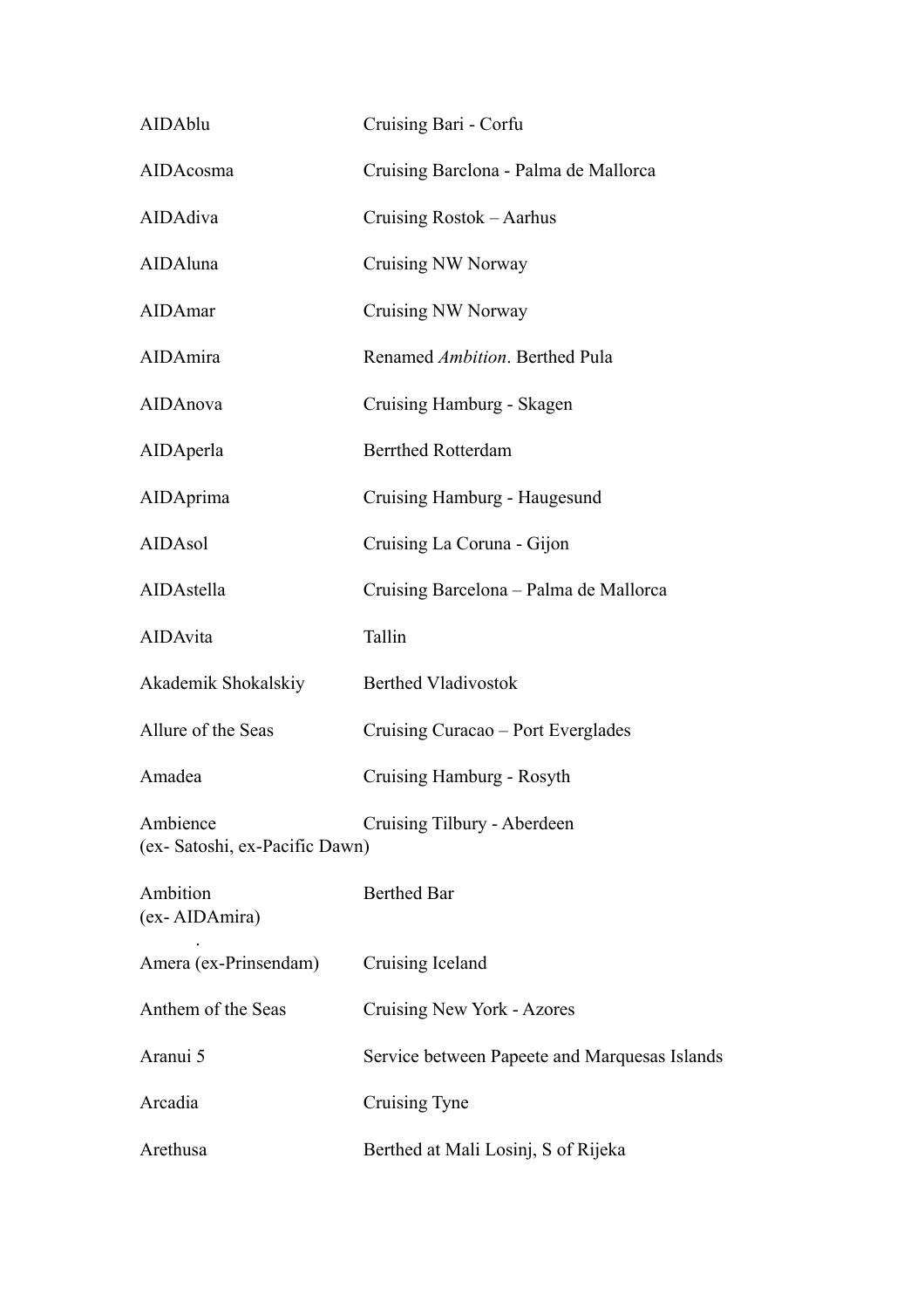| | |
|---|---|
| AIDAblu | Cruising Bari - Corfu |
| AIDAcosma | Cruising Barclona - Palma de Mallorca |
| AIDAdiva | Cruising Rostok – Aarhus |
| AIDAluna | Cruising NW Norway |
| AIDAmar | Cruising NW Norway |
| AIDAmira | Renamed *Ambition*. Berthed Pula |
| AIDAnova | Cruising Hamburg - Skagen |
| AIDAperla | Berrthed Rotterdam |
| AIDAprima | Cruising Hamburg - Haugesund |
| AIDAsol | Cruising La Coruna - Gijon |
| AIDAstella | Cruising Barcelona – Palma de Mallorca |
| AIDAvita | Tallin |
| Akademik Shokalskiy | Berthed Vladivostok |
| Allure of the Seas | Cruising Curacao – Port Everglades |
| Amadea | Cruising Hamburg - Rosyth |
| Ambience (ex- Satoshi, ex-Pacific Dawn) | Cruising Tilbury - Aberdeen |
| Ambition (ex- AIDAmira) | Berthed Bar |
| Amera (ex-Prinsendam) | Cruising Iceland |
| Anthem of the Seas | Cruising New York - Azores |
| Aranui 5 | Service between Papeete and Marquesas Islands |
| Arcadia | Cruising Tyne |
| Arethusa | Berthed at Mali Losinj, S of Rijeka |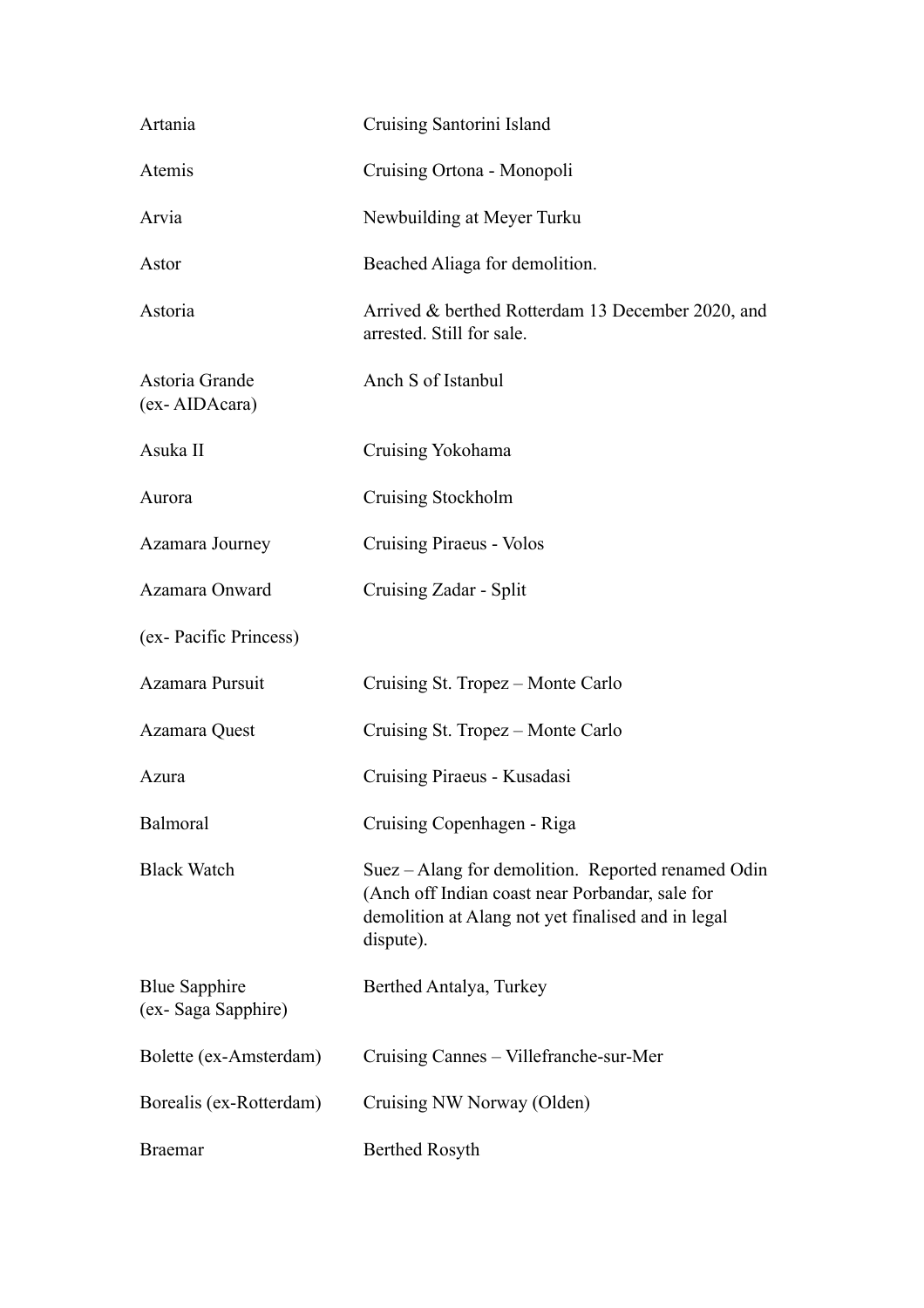| | |
|---|---|
| Artania | Cruising Santorini Island |
| Atemis | Cruising Ortona - Monopoli |
| Arvia | Newbuilding at Meyer Turku |
| Astor | Beached Aliaga for demolition. |
| Astoria | Arrived & berthed Rotterdam 13 December 2020, and arrested. Still for sale. |
| Astoria Grande (ex- AIDAcara) | Anch S of Istanbul |
| Asuka II | Cruising Yokohama |
| Aurora | Cruising Stockholm |
| Azamara Journey | Cruising Piraeus - Volos |
| Azamara Onward | Cruising Zadar - Split |
| (ex- Pacific Princess) | |
| Azamara Pursuit | Cruising St. Tropez – Monte Carlo |
| Azamara Quest | Cruising St. Tropez – Monte Carlo |
| Azura | Cruising Piraeus - Kusadasi |
| Balmoral | Cruising Copenhagen - Riga |
| Black Watch | Suez – Alang for demolition. Reported renamed Odin (Anch off Indian coast near Porbandar, sale for demolition at Alang not yet finalised and in legal dispute). |
| Blue Sapphire (ex- Saga Sapphire) | Berthed Antalya, Turkey |
| Bolette (ex-Amsterdam) | Cruising Cannes – Villefranche-sur-Mer |
| Borealis (ex-Rotterdam) | Cruising NW Norway (Olden) |
| Braemar | Berthed Rosyth |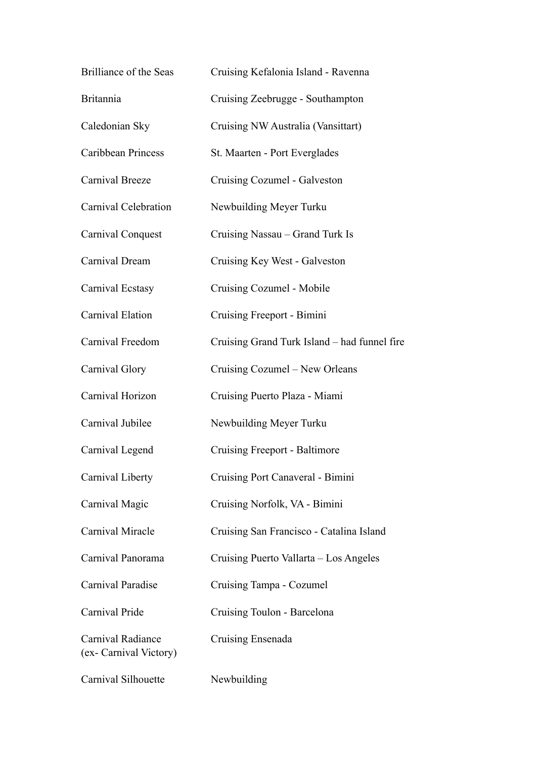| | |
|---|---|
| Brilliance of the Seas | Cruising Kefalonia Island - Ravenna |
| Britannia | Cruising Zeebrugge - Southampton |
| Caledonian Sky | Cruising NW Australia (Vansittart) |
| Caribbean Princess | St. Maarten - Port Everglades |
| Carnival Breeze | Cruising Cozumel - Galveston |
| Carnival Celebration | Newbuilding Meyer Turku |
| Carnival Conquest | Cruising Nassau – Grand Turk Is |
| Carnival Dream | Cruising Key West - Galveston |
| Carnival Ecstasy | Cruising Cozumel - Mobile |
| Carnival Elation | Cruising Freeport - Bimini |
| Carnival Freedom | Cruising Grand Turk Island – had funnel fire |
| Carnival Glory | Cruising Cozumel – New Orleans |
| Carnival Horizon | Cruising Puerto Plaza - Miami |
| Carnival Jubilee | Newbuilding Meyer Turku |
| Carnival Legend | Cruising Freeport - Baltimore |
| Carnival Liberty | Cruising Port Canaveral - Bimini |
| Carnival Magic | Cruising Norfolk, VA - Bimini |
| Carnival Miracle | Cruising San Francisco - Catalina Island |
| Carnival Panorama | Cruising Puerto Vallarta – Los Angeles |
| Carnival Paradise | Cruising Tampa - Cozumel |
| Carnival Pride | Cruising Toulon - Barcelona |
| Carnival Radiance (ex- Carnival Victory) | Cruising Ensenada |
| Carnival Silhouette | Newbuilding |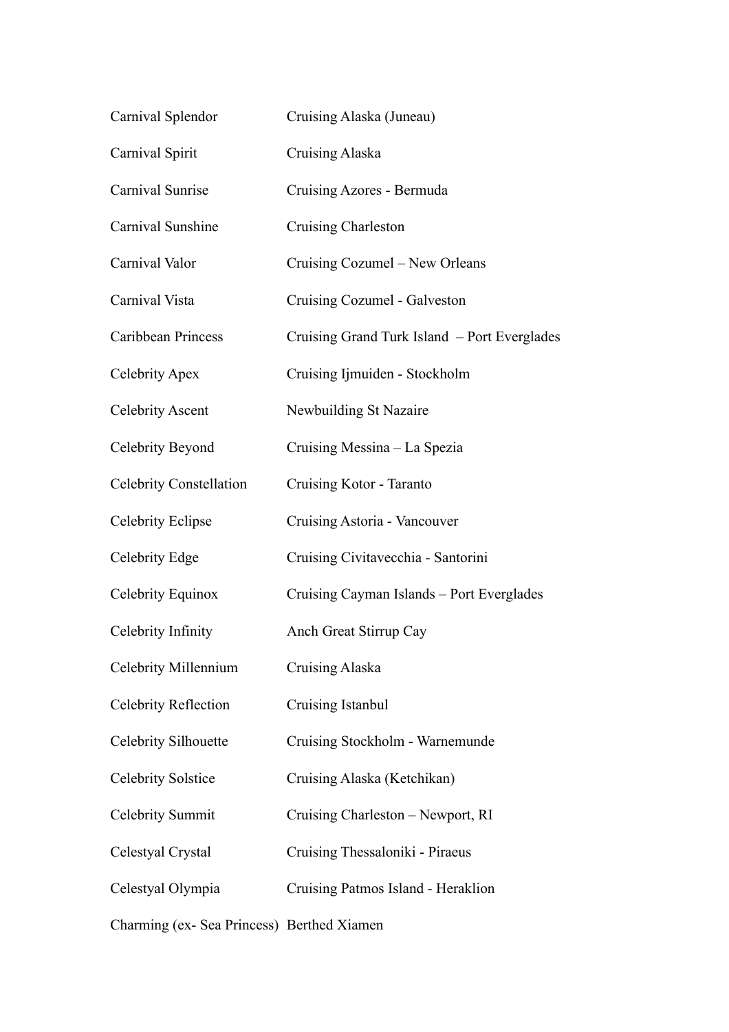| | |
|---|---|
| Carnival Splendor | Cruising Alaska (Juneau) |
| Carnival Spirit | Cruising Alaska |
| Carnival Sunrise | Cruising Azores - Bermuda |
| Carnival Sunshine | Cruising Charleston |
| Carnival Valor | Cruising Cozumel – New Orleans |
| Carnival Vista | Cruising Cozumel - Galveston |
| Caribbean Princess | Cruising Grand Turk Island – Port Everglades |
| Celebrity Apex | Cruising Ijmuiden - Stockholm |
| Celebrity Ascent | Newbuilding St Nazaire |
| Celebrity Beyond | Cruising Messina – La Spezia |
| Celebrity Constellation | Cruising Kotor - Taranto |
| Celebrity Eclipse | Cruising Astoria - Vancouver |
| Celebrity Edge | Cruising Civitavecchia - Santorini |
| Celebrity Equinox | Cruising Cayman Islands – Port Everglades |
| Celebrity Infinity | Anch Great Stirrup Cay |
| Celebrity Millennium | Cruising Alaska |
| Celebrity Reflection | Cruising Istanbul |
| Celebrity Silhouette | Cruising Stockholm - Warnemunde |
| Celebrity Solstice | Cruising Alaska (Ketchikan) |
| Celebrity Summit | Cruising Charleston – Newport, RI |
| Celestyal Crystal | Cruising Thessaloniki - Piraeus |
| Celestyal Olympia | Cruising Patmos Island - Heraklion |
| Charming (ex- Sea Princess) | Berthed Xiamen |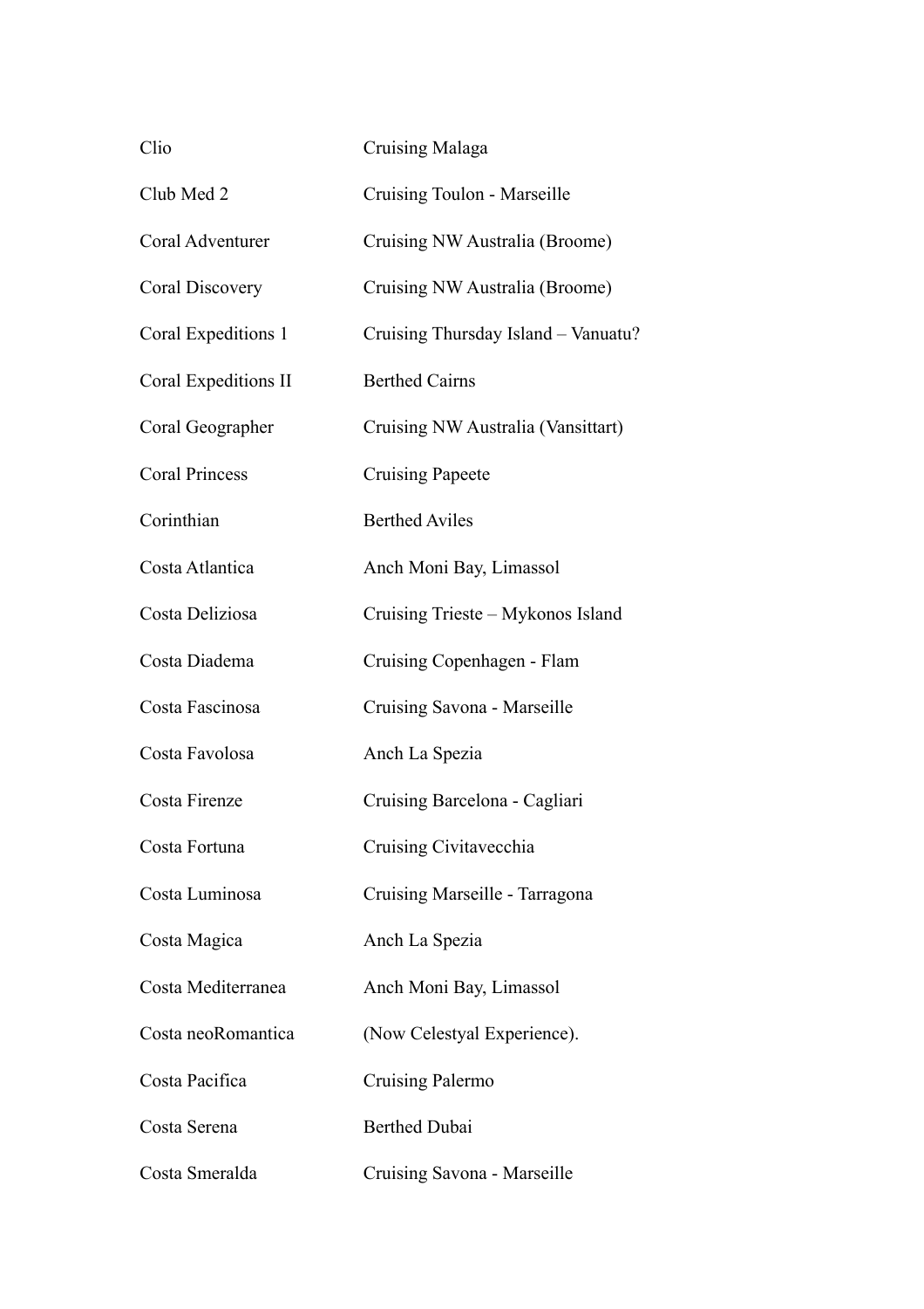| | |
|---|---|
| Clio | Cruising Malaga |
| Club Med 2 | Cruising Toulon - Marseille |
| Coral Adventurer | Cruising NW Australia (Broome) |
| Coral Discovery | Cruising NW Australia (Broome) |
| Coral Expeditions 1 | Cruising Thursday Island – Vanuatu? |
| Coral Expeditions II | Berthed Cairns |
| Coral Geographer | Cruising NW Australia (Vansittart) |
| Coral Princess | Cruising Papeete |
| Corinthian | Berthed Aviles |
| Costa Atlantica | Anch Moni Bay, Limassol |
| Costa Deliziosa | Cruising Trieste – Mykonos Island |
| Costa Diadema | Cruising Copenhagen - Flam |
| Costa Fascinosa | Cruising Savona - Marseille |
| Costa Favolosa | Anch La Spezia |
| Costa Firenze | Cruising Barcelona - Cagliari |
| Costa Fortuna | Cruising Civitavecchia |
| Costa Luminosa | Cruising Marseille - Tarragona |
| Costa Magica | Anch La Spezia |
| Costa Mediterranea | Anch Moni Bay, Limassol |
| Costa neoRomantica | (Now Celestyal Experience). |
| Costa Pacifica | Cruising Palermo |
| Costa Serena | Berthed Dubai |
| Costa Smeralda | Cruising Savona - Marseille |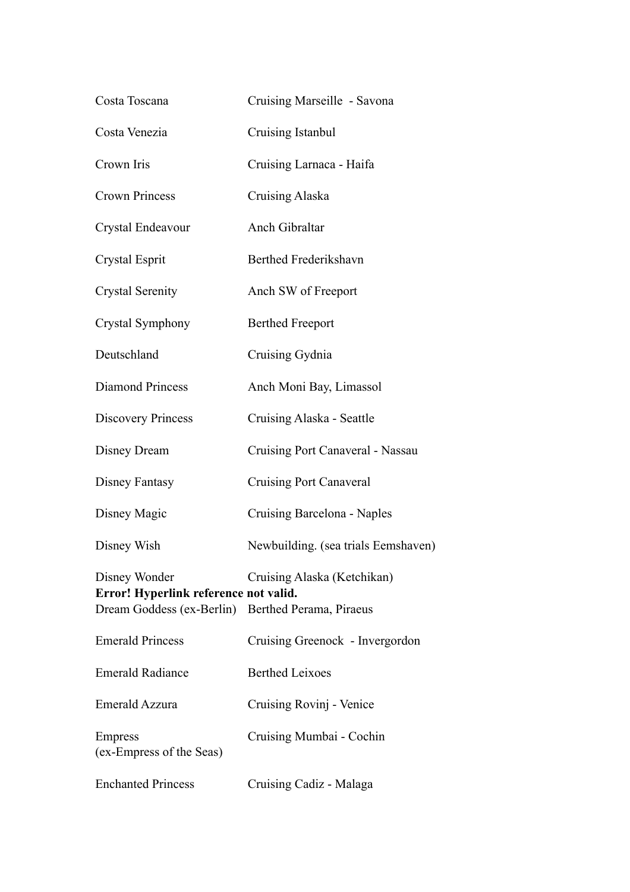| | |
|---|---|
| Costa Toscana | Cruising Marseille - Savona |
| Costa Venezia | Cruising Istanbul |
| Crown Iris | Cruising Larnaca - Haifa |
| Crown Princess | Cruising Alaska |
| Crystal Endeavour | Anch Gibraltar |
| Crystal Esprit | Berthed Frederikshavn |
| Crystal Serenity | Anch SW of Freeport |
| Crystal Symphony | Berthed Freeport |
| Deutschland | Cruising Gydnia |
| Diamond Princess | Anch Moni Bay, Limassol |
| Discovery Princess | Cruising Alaska - Seattle |
| Disney Dream | Cruising Port Canaveral - Nassau |
| Disney Fantasy | Cruising Port Canaveral |
| Disney Magic | Cruising Barcelona - Naples |
| Disney Wish | Newbuilding. (sea trials Eemshaven) |
| Disney Wonder | Cruising Alaska (Ketchikan) |

**Error! Hyperlink reference not valid.**

| | |
|---|---|
| Dream Goddess (ex-Berlin) | Berthed Perama, Piraeus |
| Emerald Princess | Cruising Greenock - Invergordon |
| Emerald Radiance | Berthed Leixoes |
| Emerald Azzura | Cruising Rovinj - Venice |
| Empress (ex-Empress of the Seas) | Cruising Mumbai - Cochin |
| Enchanted Princess | Cruising Cadiz - Malaga |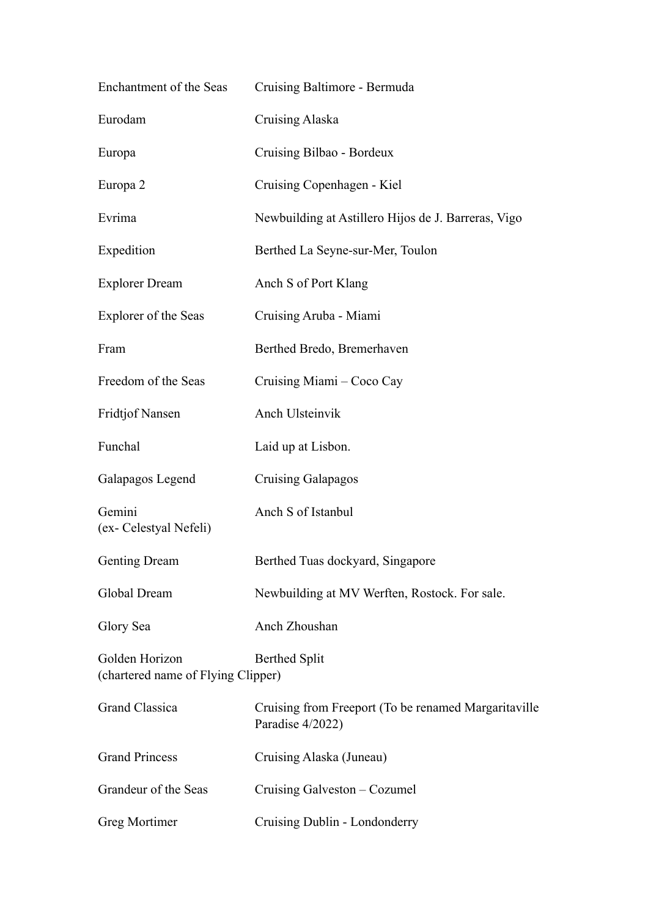| | |
|---|---|
| Enchantment of the Seas | Cruising Baltimore - Bermuda |
| Eurodam | Cruising Alaska |
| Europa | Cruising Bilbao - Bordeux |
| Europa 2 | Cruising Copenhagen - Kiel |
| Evrima | Newbuilding at Astillero Hijos de J. Barreras, Vigo |
| Expedition | Berthed La Seyne-sur-Mer, Toulon |
| Explorer Dream | Anch S of Port Klang |
| Explorer of the Seas | Cruising Aruba - Miami |
| Fram | Berthed Bredo, Bremerhaven |
| Freedom of the Seas | Cruising Miami – Coco Cay |
| Fridtjof Nansen | Anch Ulsteinvik |
| Funchal | Laid up at Lisbon. |
| Galapagos Legend | Cruising Galapagos |
| Gemini (ex- Celestyal Nefeli) | Anch S of Istanbul |
| Genting Dream | Berthed Tuas dockyard, Singapore |
| Global Dream | Newbuilding at MV Werften, Rostock. For sale. |
| Glory Sea | Anch Zhoushan |
| Golden Horizon (chartered name of Flying Clipper) | Berthed Split |
| Grand Classica | Cruising from Freeport (To be renamed Margaritaville Paradise 4/2022) |
| Grand Princess | Cruising Alaska (Juneau) |
| Grandeur of the Seas | Cruising Galveston – Cozumel |
| Greg Mortimer | Cruising Dublin - Londonderry |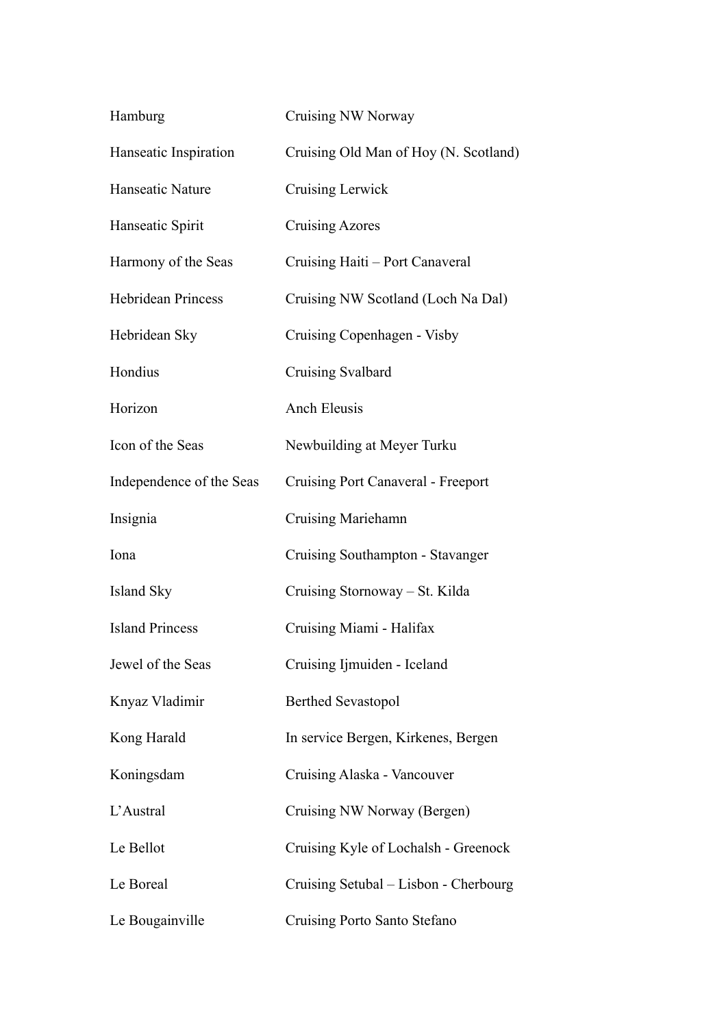| | |
|---|---|
| Hamburg | Cruising NW Norway |
| Hanseatic Inspiration | Cruising Old Man of Hoy (N. Scotland) |
| Hanseatic Nature | Cruising Lerwick |
| Hanseatic Spirit | Cruising Azores |
| Harmony of the Seas | Cruising Haiti – Port Canaveral |
| Hebridean Princess | Cruising NW Scotland (Loch Na Dal) |
| Hebridean Sky | Cruising Copenhagen - Visby |
| Hondius | Cruising Svalbard |
| Horizon | Anch Eleusis |
| Icon of the Seas | Newbuilding at Meyer Turku |
| Independence of the Seas | Cruising Port Canaveral - Freeport |
| Insignia | Cruising Mariehamn |
| Iona | Cruising Southampton - Stavanger |
| Island Sky | Cruising Stornoway – St. Kilda |
| Island Princess | Cruising Miami - Halifax |
| Jewel of the Seas | Cruising Ijmuiden - Iceland |
| Knyaz Vladimir | Berthed Sevastopol |
| Kong Harald | In service Bergen, Kirkenes, Bergen |
| Koningsdam | Cruising Alaska - Vancouver |
| L'Austral | Cruising NW Norway (Bergen) |
| Le Bellot | Cruising Kyle of Lochalsh - Greenock |
| Le Boreal | Cruising Setubal – Lisbon - Cherbourg |
| Le Bougainville | Cruising Porto Santo Stefano |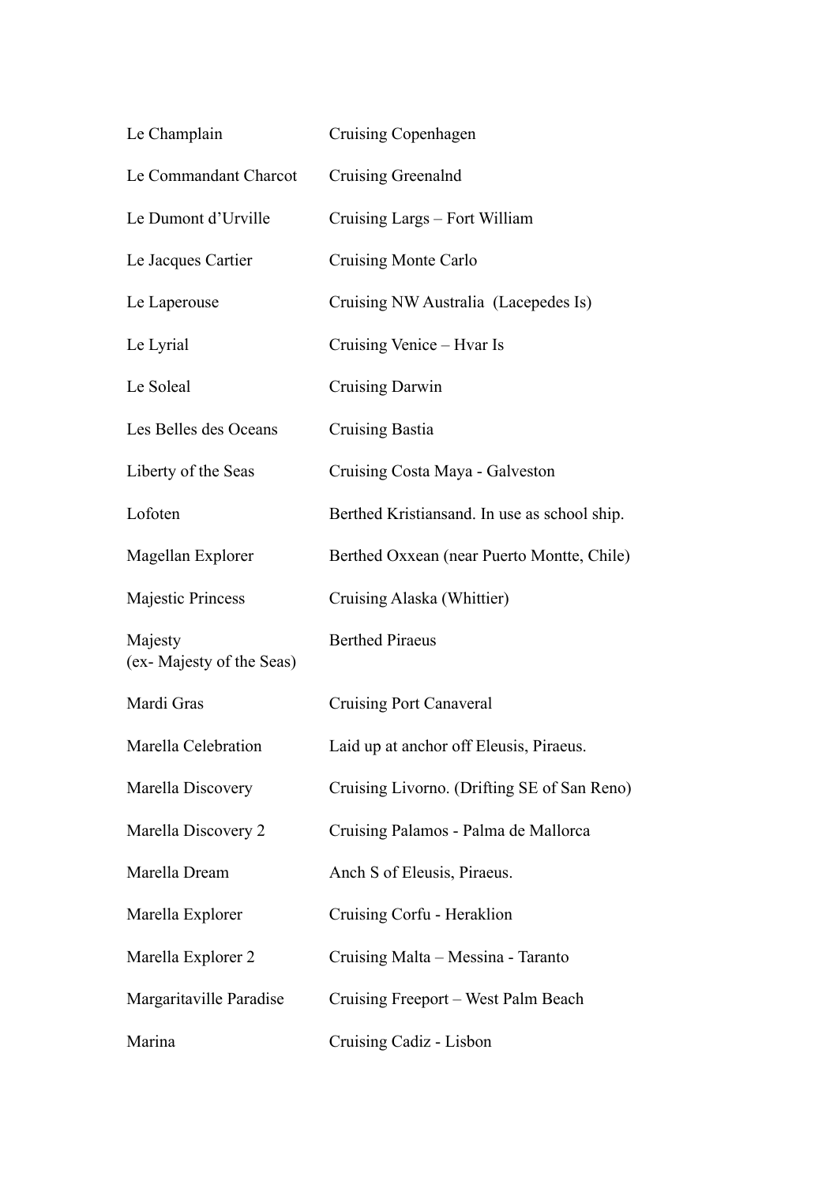| | |
|---|---|
| Le Champlain | Cruising Copenhagen |
| Le Commandant Charcot | Cruising Greenalnd |
| Le Dumont d'Urville | Cruising Largs – Fort William |
| Le Jacques Cartier | Cruising Monte Carlo |
| Le Laperouse | Cruising NW Australia (Lacepedes Is) |
| Le Lyrial | Cruising Venice – Hvar Is |
| Le Soleal | Cruising Darwin |
| Les Belles des Oceans | Cruising Bastia |
| Liberty of the Seas | Cruising Costa Maya - Galveston |
| Lofoten | Berthed Kristiansand. In use as school ship. |
| Magellan Explorer | Berthed Oxxean (near Puerto Montte, Chile) |
| Majestic Princess | Cruising Alaska (Whittier) |
| Majesty (ex- Majesty of the Seas) | Berthed Piraeus |
| Mardi Gras | Cruising Port Canaveral |
| Marella Celebration | Laid up at anchor off Eleusis, Piraeus. |
| Marella Discovery | Cruising Livorno. (Drifting SE of San Reno) |
| Marella Discovery 2 | Cruising Palamos - Palma de Mallorca |
| Marella Dream | Anch S of Eleusis, Piraeus. |
| Marella Explorer | Cruising Corfu - Heraklion |
| Marella Explorer 2 | Cruising Malta – Messina - Taranto |
| Margaritaville Paradise | Cruising Freeport – West Palm Beach |
| Marina | Cruising Cadiz - Lisbon |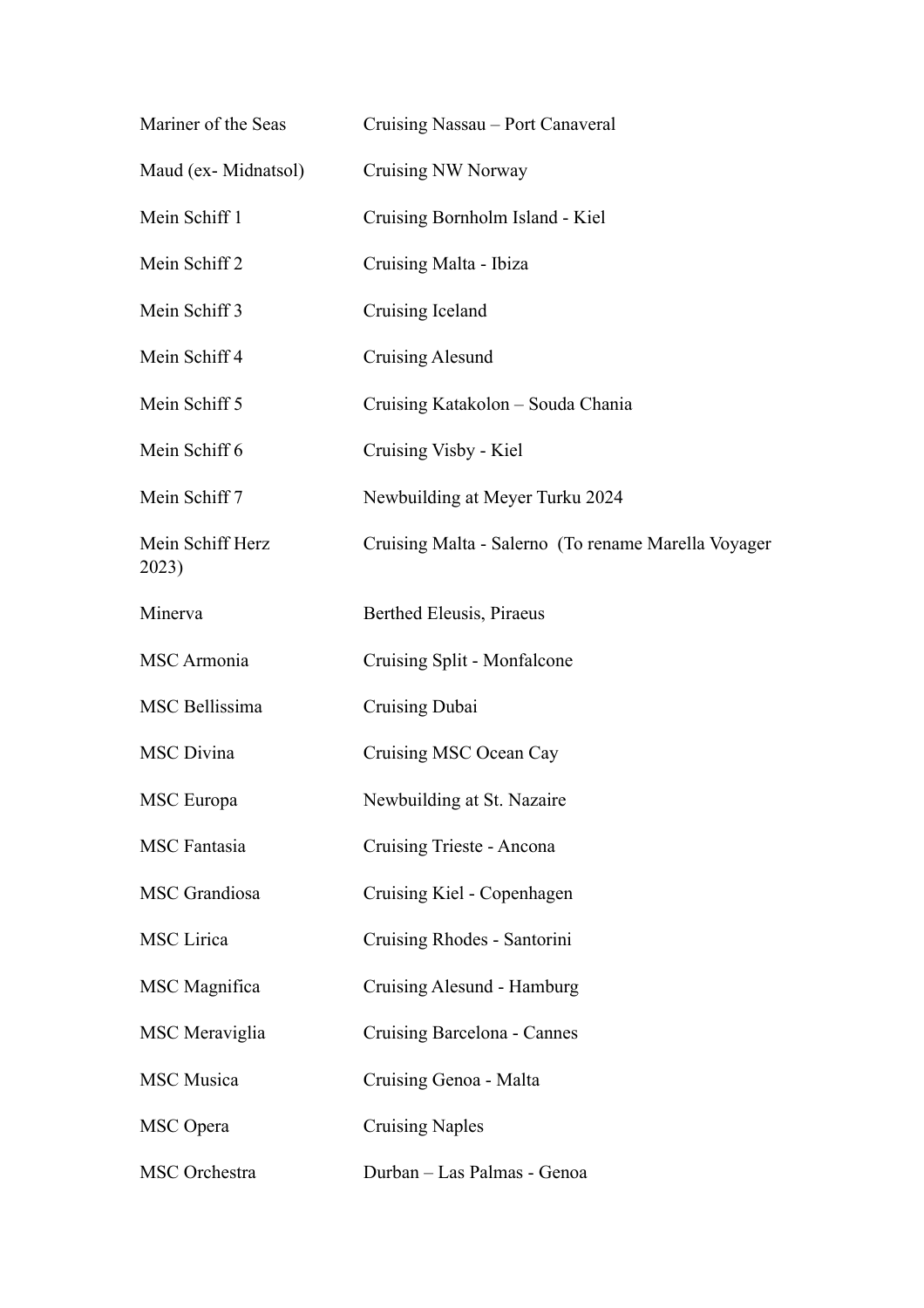| | |
|---|---|
| Mariner of the Seas | Cruising Nassau – Port Canaveral |
| Maud (ex- Midnatsol) | Cruising NW Norway |
| Mein Schiff 1 | Cruising Bornholm Island - Kiel |
| Mein Schiff 2 | Cruising Malta - Ibiza |
| Mein Schiff 3 | Cruising Iceland |
| Mein Schiff 4 | Cruising Alesund |
| Mein Schiff 5 | Cruising Katakolon – Souda Chania |
| Mein Schiff 6 | Cruising Visby - Kiel |
| Mein Schiff 7 | Newbuilding at Meyer Turku 2024 |
| Mein Schiff Herz 2023) | Cruising Malta - Salerno (To rename Marella Voyager |
| Minerva | Berthed Eleusis, Piraeus |
| MSC Armonia | Cruising Split - Monfalcone |
| MSC Bellissima | Cruising Dubai |
| MSC Divina | Cruising MSC Ocean Cay |
| MSC Europa | Newbuilding at St. Nazaire |
| MSC Fantasia | Cruising Trieste - Ancona |
| MSC Grandiosa | Cruising Kiel - Copenhagen |
| MSC Lirica | Cruising Rhodes - Santorini |
| MSC Magnifica | Cruising Alesund - Hamburg |
| MSC Meraviglia | Cruising Barcelona - Cannes |
| MSC Musica | Cruising Genoa - Malta |
| MSC Opera | Cruising Naples |
| MSC Orchestra | Durban – Las Palmas - Genoa |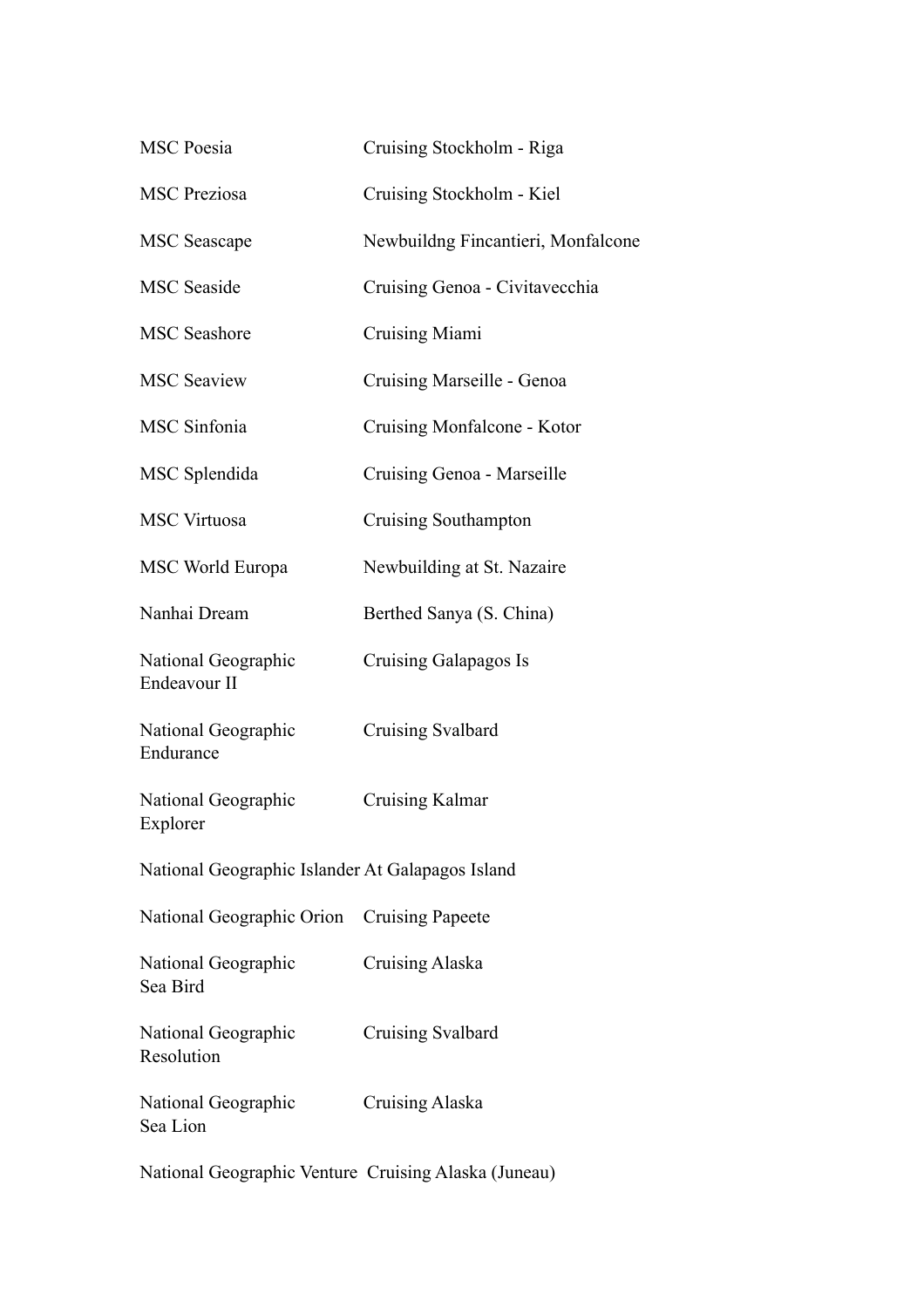| | |
|---|---|
| MSC Poesia | Cruising Stockholm - Riga |
| MSC Preziosa | Cruising Stockholm - Kiel |
| MSC Seascape | Newbuildng Fincantieri, Monfalcone |
| MSC Seaside | Cruising Genoa - Civitavecchia |
| MSC Seashore | Cruising Miami |
| MSC Seaview | Cruising Marseille - Genoa |
| MSC Sinfonia | Cruising Monfalcone - Kotor |
| MSC Splendida | Cruising Genoa - Marseille |
| MSC Virtuosa | Cruising Southampton |
| MSC World Europa | Newbuilding at St. Nazaire |
| Nanhai Dream | Berthed Sanya (S. China) |
| National Geographic Endeavour II | Cruising Galapagos Is |
| National Geographic Endurance | Cruising Svalbard |
| National Geographic Explorer | Cruising Kalmar |
| National Geographic Islander | At Galapagos Island |
| National Geographic Orion | Cruising Papeete |
| National Geographic Sea Bird | Cruising Alaska |
| National Geographic Resolution | Cruising Svalbard |
| National Geographic Sea Lion | Cruising Alaska |
| National Geographic Venture | Cruising Alaska (Juneau) |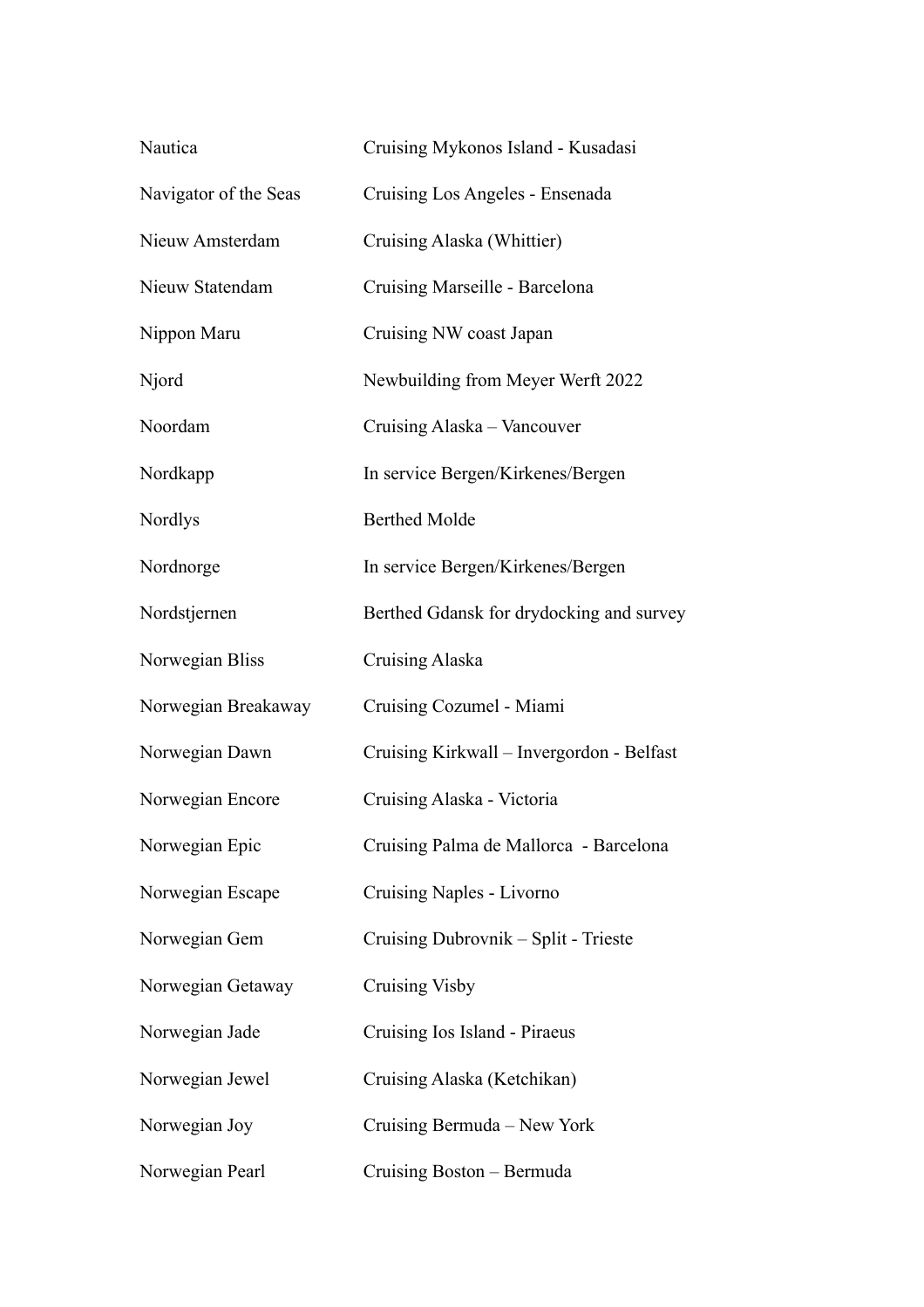| | |
|---|---|
| Nautica | Cruising Mykonos Island - Kusadasi |
| Navigator of the Seas | Cruising Los Angeles - Ensenada |
| Nieuw Amsterdam | Cruising Alaska (Whittier) |
| Nieuw Statendam | Cruising Marseille - Barcelona |
| Nippon Maru | Cruising NW coast Japan |
| Njord | Newbuilding from Meyer Werft 2022 |
| Noordam | Cruising Alaska – Vancouver |
| Nordkapp | In service Bergen/Kirkenes/Bergen |
| Nordlys | Berthed Molde |
| Nordnorge | In service Bergen/Kirkenes/Bergen |
| Nordstjernen | Berthed Gdansk for drydocking and survey |
| Norwegian Bliss | Cruising Alaska |
| Norwegian Breakaway | Cruising Cozumel - Miami |
| Norwegian Dawn | Cruising Kirkwall – Invergordon - Belfast |
| Norwegian Encore | Cruising Alaska - Victoria |
| Norwegian Epic | Cruising Palma de Mallorca - Barcelona |
| Norwegian Escape | Cruising Naples - Livorno |
| Norwegian Gem | Cruising Dubrovnik – Split - Trieste |
| Norwegian Getaway | Cruising Visby |
| Norwegian Jade | Cruising Ios Island - Piraeus |
| Norwegian Jewel | Cruising Alaska (Ketchikan) |
| Norwegian Joy | Cruising Bermuda – New York |
| Norwegian Pearl | Cruising Boston – Bermuda |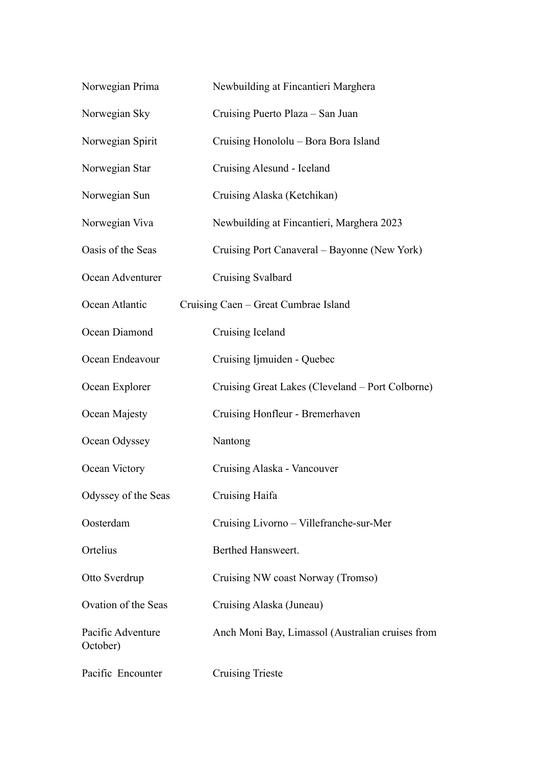| | |
|---|---|
| Norwegian Prima | Newbuilding at Fincantieri Marghera |
| Norwegian Sky | Cruising Puerto Plaza – San Juan |
| Norwegian Spirit | Cruising Honololu – Bora Bora Island |
| Norwegian Star | Cruising Alesund - Iceland |
| Norwegian Sun | Cruising Alaska (Ketchikan) |
| Norwegian Viva | Newbuilding at Fincantieri, Marghera 2023 |
| Oasis of the Seas | Cruising Port Canaveral – Bayonne (New York) |
| Ocean Adventurer | Cruising Svalbard |
| Ocean Atlantic | Cruising Caen – Great Cumbrae Island |
| Ocean Diamond | Cruising Iceland |
| Ocean Endeavour | Cruising Ijmuiden - Quebec |
| Ocean Explorer | Cruising Great Lakes (Cleveland – Port Colborne) |
| Ocean Majesty | Cruising Honfleur - Bremerhaven |
| Ocean Odyssey | Nantong |
| Ocean Victory | Cruising Alaska - Vancouver |
| Odyssey of the Seas | Cruising Haifa |
| Oosterdam | Cruising Livorno – Villefranche-sur-Mer |
| Ortelius | Berthed Hansweert. |
| Otto Sverdrup | Cruising NW coast Norway (Tromso) |
| Ovation of the Seas | Cruising Alaska (Juneau) |
| Pacific Adventure | Anch Moni Bay, Limassol (Australian cruises from October) |
| Pacific Encounter | Cruising Trieste |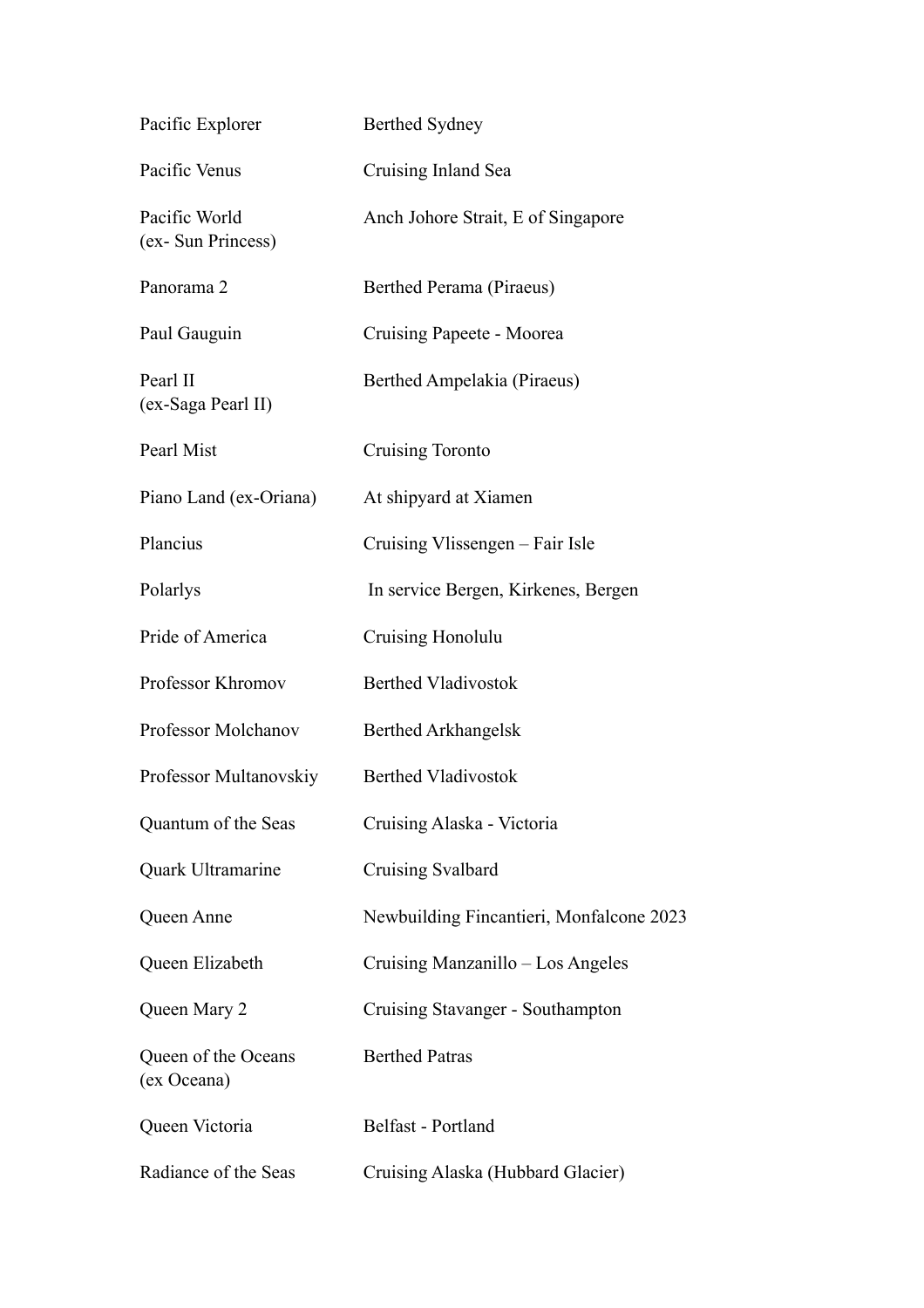| | |
|---|---|
| Pacific Explorer | Berthed Sydney |
| Pacific Venus | Cruising Inland Sea |
| Pacific World (ex- Sun Princess) | Anch Johore Strait, E of Singapore |
| Panorama 2 | Berthed Perama (Piraeus) |
| Paul Gauguin | Cruising Papeete - Moorea |
| Pearl II (ex-Saga Pearl II) | Berthed Ampelakia (Piraeus) |
| Pearl Mist | Cruising Toronto |
| Piano Land (ex-Oriana) | At shipyard at Xiamen |
| Plancius | Cruising Vlissengen – Fair Isle |
| Polarlys | In service Bergen, Kirkenes, Bergen |
| Pride of America | Cruising Honolulu |
| Professor Khromov | Berthed Vladivostok |
| Professor Molchanov | Berthed Arkhangelsk |
| Professor Multanovskiy | Berthed Vladivostok |
| Quantum of the Seas | Cruising Alaska - Victoria |
| Quark Ultramarine | Cruising Svalbard |
| Queen Anne | Newbuilding Fincantieri, Monfalcone 2023 |
| Queen Elizabeth | Cruising Manzanillo – Los Angeles |
| Queen Mary 2 | Cruising Stavanger - Southampton |
| Queen of the Oceans (ex Oceana) | Berthed Patras |
| Queen Victoria | Belfast - Portland |
| Radiance of the Seas | Cruising Alaska (Hubbard Glacier) |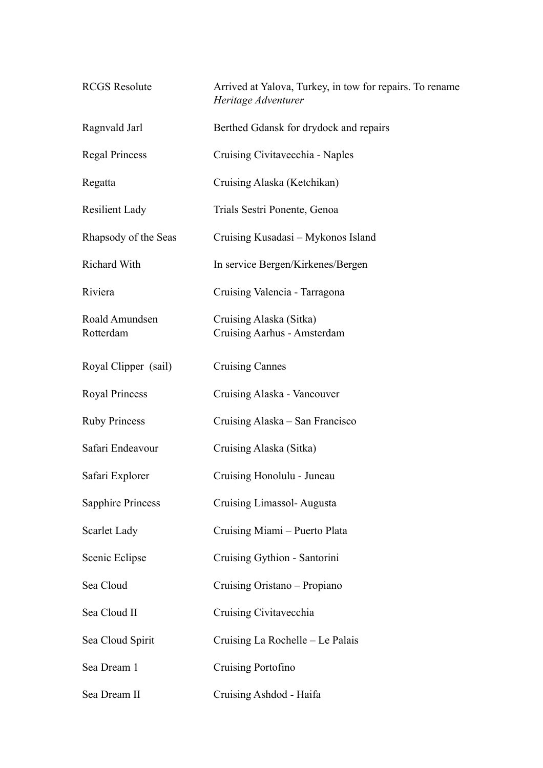| | |
|---|---|
| RCGS Resolute | Arrived at Yalova, Turkey, in tow for repairs. To rename *Heritage Adventurer* |
| Ragnvald Jarl | Berthed Gdansk for drydock and repairs |
| Regal Princess | Cruising Civitavecchia - Naples |
| Regatta | Cruising Alaska (Ketchikan) |
| Resilient Lady | Trials Sestri Ponente, Genoa |
| Rhapsody of the Seas | Cruising Kusadasi – Mykonos Island |
| Richard With | In service Bergen/Kirkenes/Bergen |
| Riviera | Cruising Valencia - Tarragona |
| Roald Amundsen | Cruising Alaska (Sitka) |
| Rotterdam | Cruising Aarhus - Amsterdam |
| Royal Clipper (sail) | Cruising Cannes |
| Royal Princess | Cruising Alaska - Vancouver |
| Ruby Princess | Cruising Alaska – San Francisco |
| Safari Endeavour | Cruising Alaska (Sitka) |
| Safari Explorer | Cruising Honolulu - Juneau |
| Sapphire Princess | Cruising Limassol- Augusta |
| Scarlet Lady | Cruising Miami – Puerto Plata |
| Scenic Eclipse | Cruising Gythion - Santorini |
| Sea Cloud | Cruising Oristano – Propiano |
| Sea Cloud II | Cruising Civitavecchia |
| Sea Cloud Spirit | Cruising La Rochelle – Le Palais |
| Sea Dream 1 | Cruising Portofino |
| Sea Dream II | Cruising Ashdod - Haifa |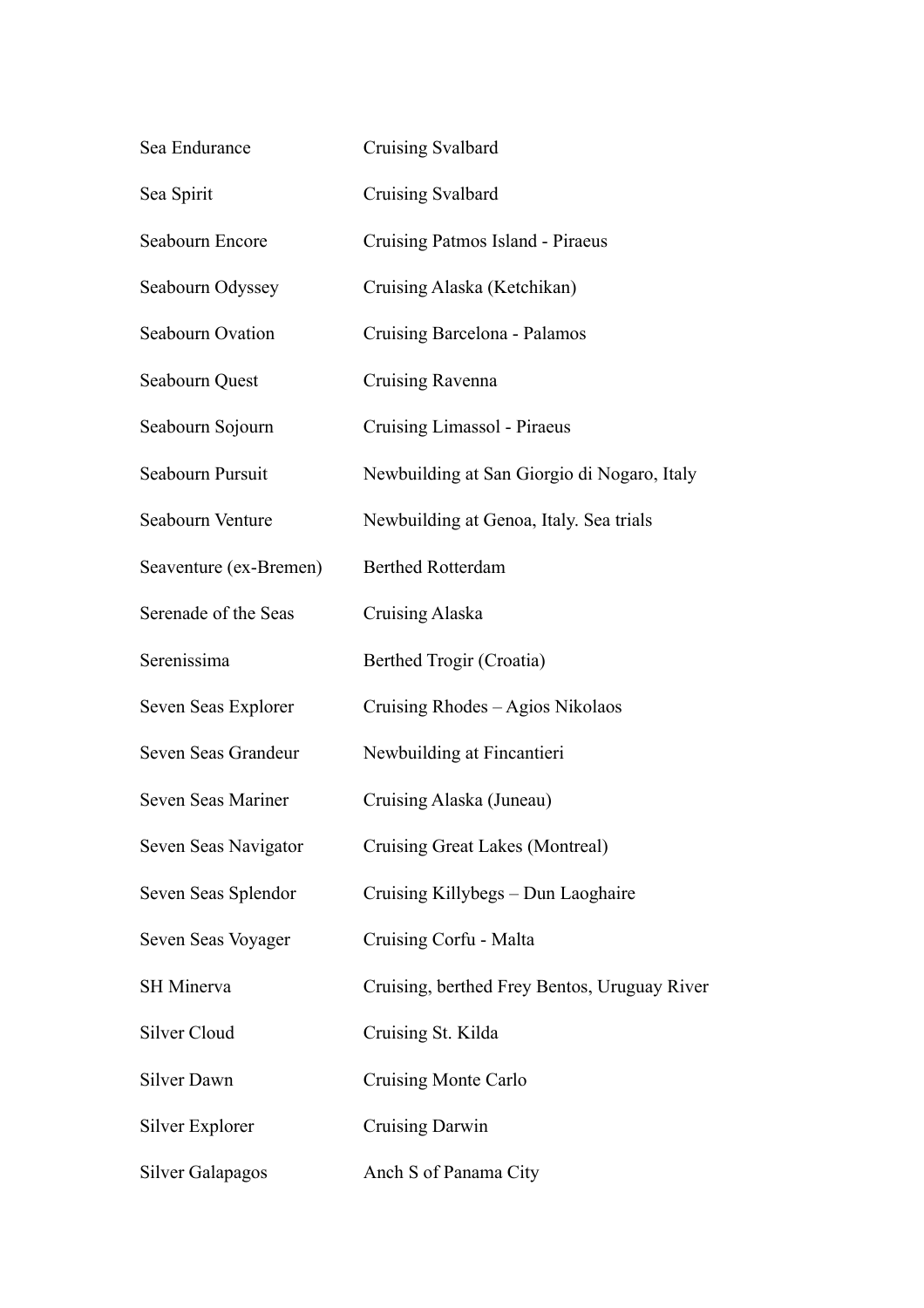| | |
|---|---|
| Sea Endurance | Cruising Svalbard |
| Sea Spirit | Cruising Svalbard |
| Seabourn Encore | Cruising Patmos Island - Piraeus |
| Seabourn Odyssey | Cruising Alaska (Ketchikan) |
| Seabourn Ovation | Cruising Barcelona - Palamos |
| Seabourn Quest | Cruising Ravenna |
| Seabourn Sojourn | Cruising Limassol - Piraeus |
| Seabourn Pursuit | Newbuilding at San Giorgio di Nogaro, Italy |
| Seabourn Venture | Newbuilding at Genoa, Italy. Sea trials |
| Seaventure (ex-Bremen) | Berthed Rotterdam |
| Serenade of the Seas | Cruising Alaska |
| Serenissima | Berthed Trogir (Croatia) |
| Seven Seas Explorer | Cruising Rhodes – Agios Nikolaos |
| Seven Seas Grandeur | Newbuilding at Fincantieri |
| Seven Seas Mariner | Cruising Alaska (Juneau) |
| Seven Seas Navigator | Cruising Great Lakes (Montreal) |
| Seven Seas Splendor | Cruising Killybegs – Dun Laoghaire |
| Seven Seas Voyager | Cruising Corfu - Malta |
| SH Minerva | Cruising, berthed Frey Bentos, Uruguay River |
| Silver Cloud | Cruising St. Kilda |
| Silver Dawn | Cruising Monte Carlo |
| Silver Explorer | Cruising Darwin |
| Silver Galapagos | Anch S of Panama City |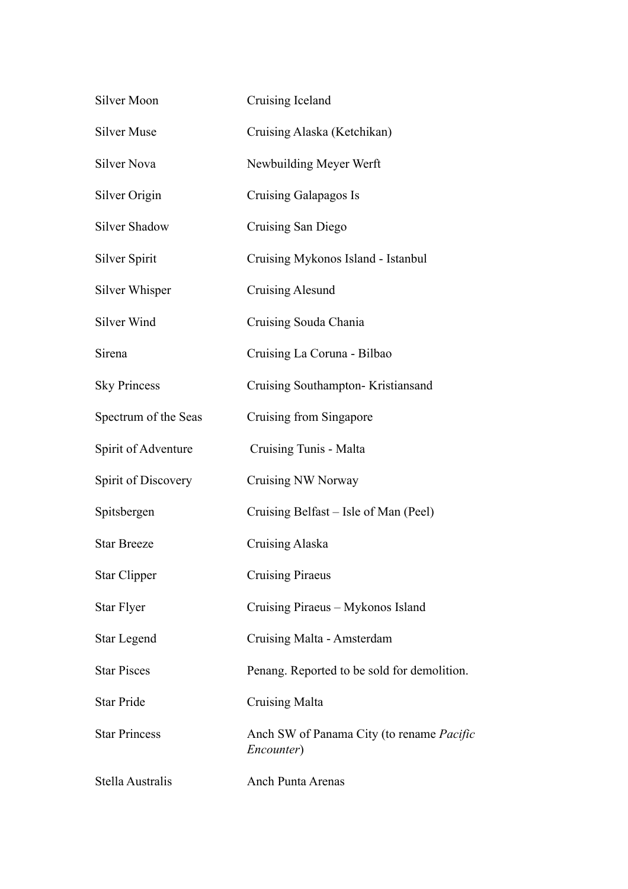| | |
|---|---|
| Silver Moon | Cruising Iceland |
| Silver Muse | Cruising Alaska (Ketchikan) |
| Silver Nova | Newbuilding Meyer Werft |
| Silver Origin | Cruising Galapagos Is |
| Silver Shadow | Cruising San Diego |
| Silver Spirit | Cruising Mykonos Island - Istanbul |
| Silver Whisper | Cruising Alesund |
| Silver Wind | Cruising Souda Chania |
| Sirena | Cruising La Coruna - Bilbao |
| Sky Princess | Cruising Southampton- Kristiansand |
| Spectrum of the Seas | Cruising from Singapore |
| Spirit of Adventure | Cruising Tunis - Malta |
| Spirit of Discovery | Cruising NW Norway |
| Spitsbergen | Cruising Belfast – Isle of Man (Peel) |
| Star Breeze | Cruising Alaska |
| Star Clipper | Cruising Piraeus |
| Star Flyer | Cruising Piraeus – Mykonos Island |
| Star Legend | Cruising Malta - Amsterdam |
| Star Pisces | Penang. Reported to be sold for demolition. |
| Star Pride | Cruising Malta |
| Star Princess | Anch SW of Panama City (to rename *Pacific Encounter*) |
| Stella Australis | Anch Punta Arenas |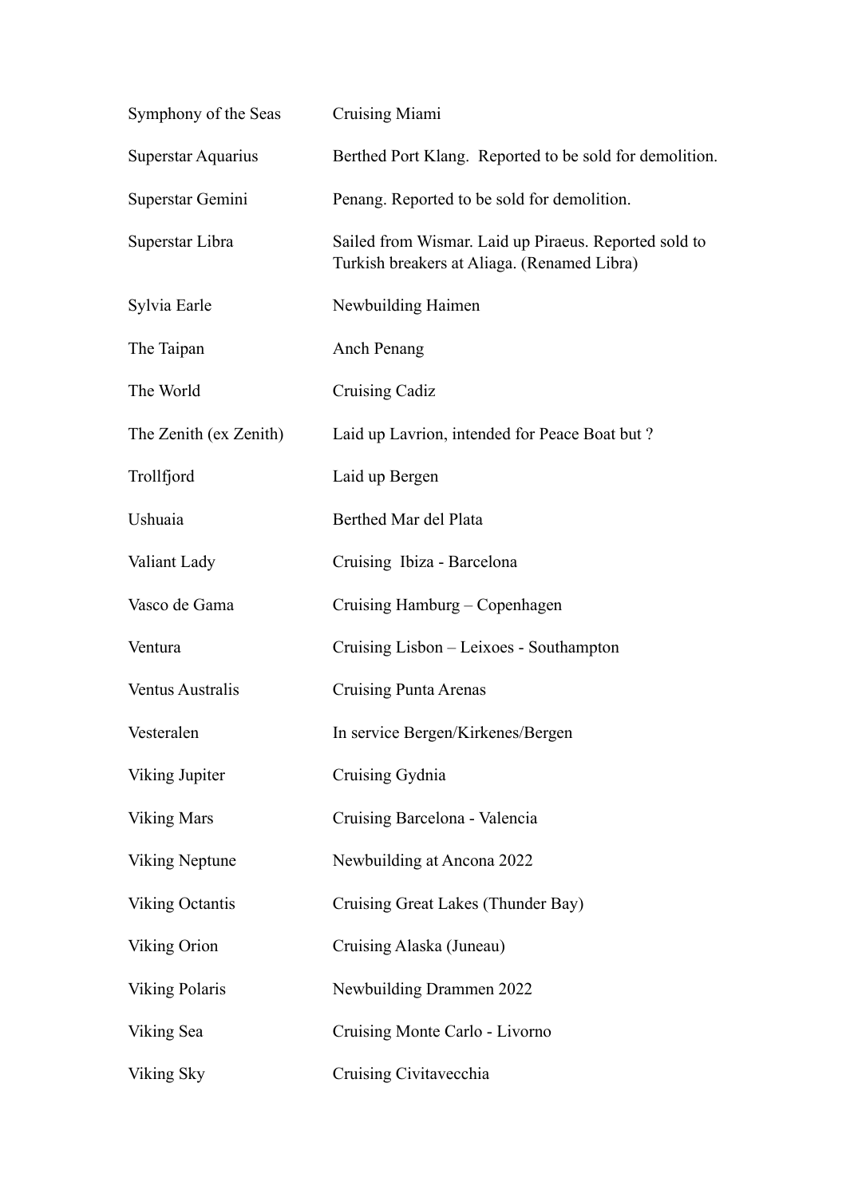| | |
|---|---|
| Symphony of the Seas | Cruising Miami |
| Superstar Aquarius | Berthed Port Klang. Reported to be sold for demolition. |
| Superstar Gemini | Penang. Reported to be sold for demolition. |
| Superstar Libra | Sailed from Wismar. Laid up Piraeus. Reported sold to Turkish breakers at Aliaga. (Renamed Libra) |
| Sylvia Earle | Newbuilding Haimen |
| The Taipan | Anch Penang |
| The World | Cruising Cadiz |
| The Zenith (ex Zenith) | Laid up Lavrion, intended for Peace Boat but ? |
| Trollfjord | Laid up Bergen |
| Ushuaia | Berthed Mar del Plata |
| Valiant Lady | Cruising Ibiza - Barcelona |
| Vasco de Gama | Cruising Hamburg – Copenhagen |
| Ventura | Cruising Lisbon – Leixoes - Southampton |
| Ventus Australis | Cruising Punta Arenas |
| Vesteralen | In service Bergen/Kirkenes/Bergen |
| Viking Jupiter | Cruising Gydnia |
| Viking Mars | Cruising Barcelona - Valencia |
| Viking Neptune | Newbuilding at Ancona 2022 |
| Viking Octantis | Cruising Great Lakes (Thunder Bay) |
| Viking Orion | Cruising Alaska (Juneau) |
| Viking Polaris | Newbuilding Drammen 2022 |
| Viking Sea | Cruising Monte Carlo - Livorno |
| Viking Sky | Cruising Civitavecchia |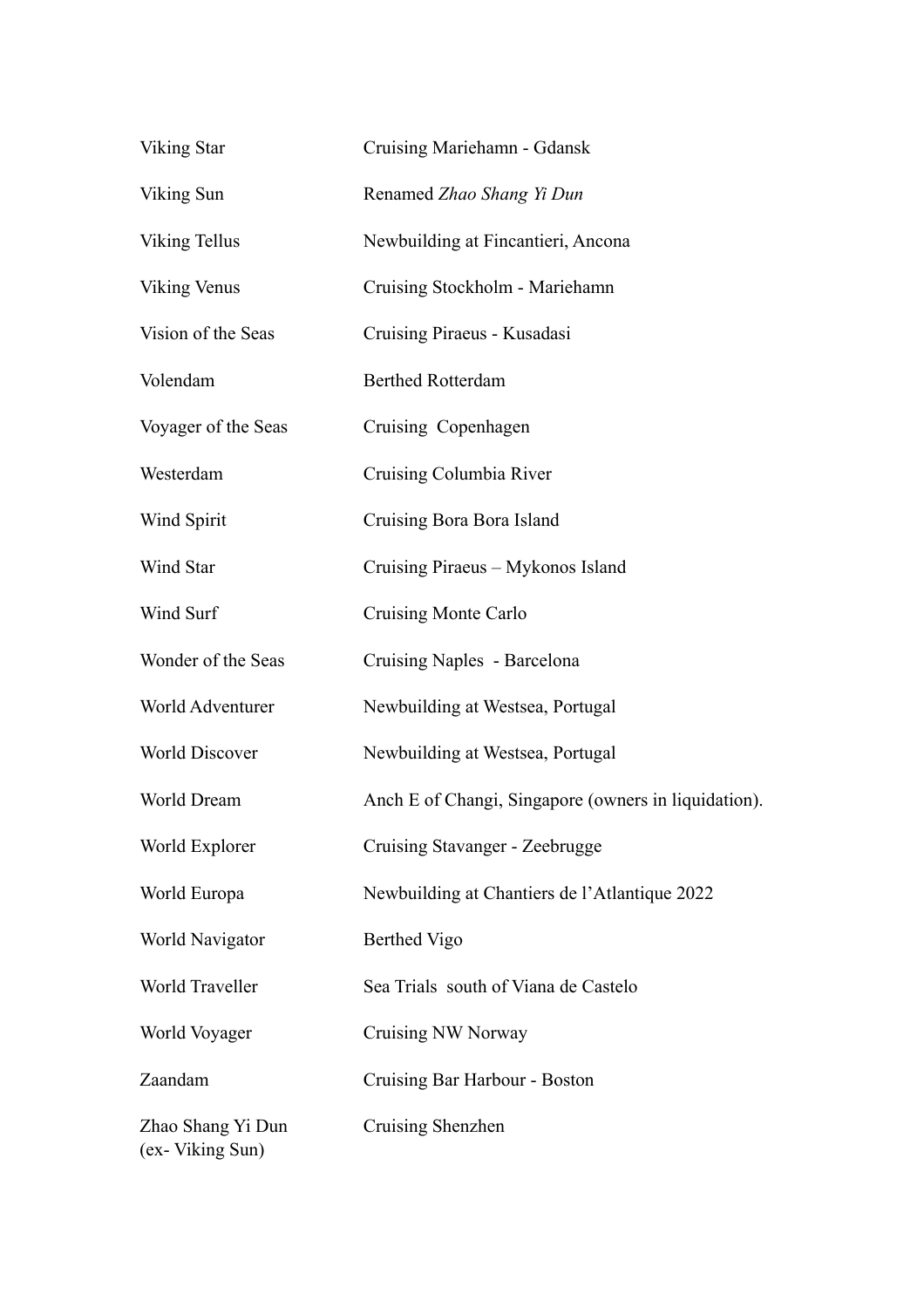| | |
|---|---|
| Viking Star | Cruising Mariehamn - Gdansk |
| Viking Sun | Renamed *Zhao Shang Yi Dun* |
| Viking Tellus | Newbuilding at Fincantieri, Ancona |
| Viking Venus | Cruising Stockholm - Mariehamn |
| Vision of the Seas | Cruising Piraeus - Kusadasi |
| Volendam | Berthed Rotterdam |
| Voyager of the Seas | Cruising Copenhagen |
| Westerdam | Cruising Columbia River |
| Wind Spirit | Cruising Bora Bora Island |
| Wind Star | Cruising Piraeus – Mykonos Island |
| Wind Surf | Cruising Monte Carlo |
| Wonder of the Seas | Cruising Naples - Barcelona |
| World Adventurer | Newbuilding at Westsea, Portugal |
| World Discover | Newbuilding at Westsea, Portugal |
| World Dream | Anch E of Changi, Singapore (owners in liquidation). |
| World Explorer | Cruising Stavanger - Zeebrugge |
| World Europa | Newbuilding at Chantiers de l'Atlantique 2022 |
| World Navigator | Berthed Vigo |
| World Traveller | Sea Trials south of Viana de Castelo |
| World Voyager | Cruising NW Norway |
| Zaandam | Cruising Bar Harbour - Boston |
| Zhao Shang Yi Dun (ex- Viking Sun) | Cruising Shenzhen |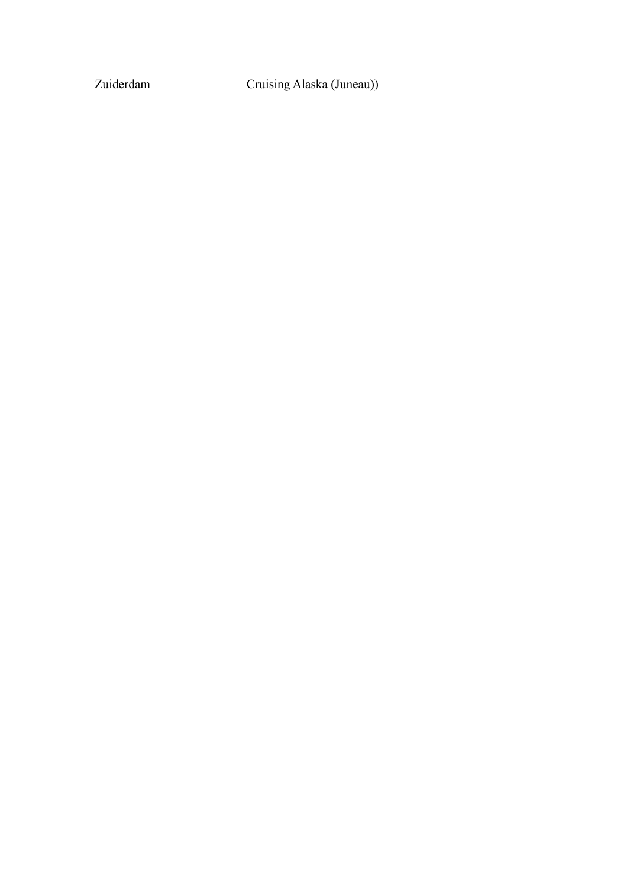| | |
|---|---|
| Zuiderdam | Cruising Alaska (Juneau)) |